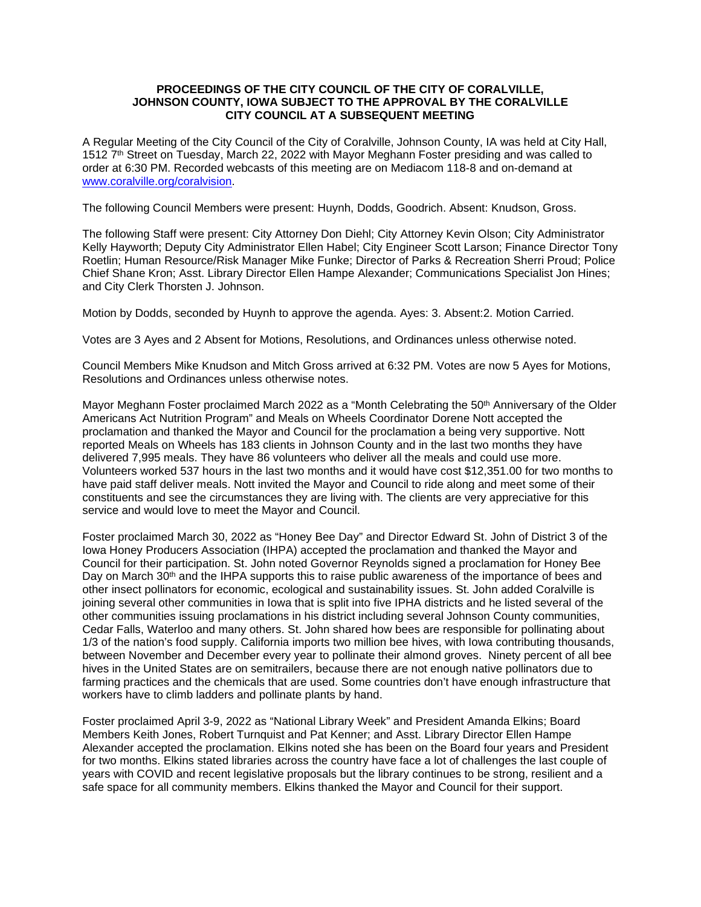**PROCEEDINGS OF THE CITY COUNCIL OF THE CITY OF CORALVILLE, JOHNSON COUNTY, IOWA SUBJECT TO THE APPROVAL BY THE CORALVILLE CITY COUNCIL AT A SUBSEQUENT MEETING**

A Regular Meeting of the City Council of the City of Coralville, Johnson County, IA was held at City Hall, 1512 7th Street on Tuesday, March 22, 2022 with Mayor Meghann Foster presiding and was called to order at 6:30 PM. Recorded webcasts of this meeting are on Mediacom 118-8 and on-demand at www.coralville.org/coralvision.

The following Council Members were present: Huynh, Dodds, Goodrich. Absent: Knudson, Gross.

The following Staff were present: City Attorney Don Diehl; City Attorney Kevin Olson; City Administrator Kelly Hayworth; Deputy City Administrator Ellen Habel; City Engineer Scott Larson; Finance Director Tony Roetlin; Human Resource/Risk Manager Mike Funke; Director of Parks & Recreation Sherri Proud; Police Chief Shane Kron; Asst. Library Director Ellen Hampe Alexander; Communications Specialist Jon Hines; and City Clerk Thorsten J. Johnson.

Motion by Dodds, seconded by Huynh to approve the agenda. Ayes: 3. Absent:2. Motion Carried.

Votes are 3 Ayes and 2 Absent for Motions, Resolutions, and Ordinances unless otherwise noted.

Council Members Mike Knudson and Mitch Gross arrived at 6:32 PM. Votes are now 5 Ayes for Motions, Resolutions and Ordinances unless otherwise notes.

Mayor Meghann Foster proclaimed March 2022 as a "Month Celebrating the 50th Anniversary of the Older Americans Act Nutrition Program" and Meals on Wheels Coordinator Dorene Nott accepted the proclamation and thanked the Mayor and Council for the proclamation a being very supportive. Nott reported Meals on Wheels has 183 clients in Johnson County and in the last two months they have delivered 7,995 meals. They have 86 volunteers who deliver all the meals and could use more. Volunteers worked 537 hours in the last two months and it would have cost $12,351.00 for two months to have paid staff deliver meals. Nott invited the Mayor and Council to ride along and meet some of their constituents and see the circumstances they are living with. The clients are very appreciative for this service and would love to meet the Mayor and Council.

Foster proclaimed March 30, 2022 as "Honey Bee Day" and Director Edward St. John of District 3 of the Iowa Honey Producers Association (IHPA) accepted the proclamation and thanked the Mayor and Council for their participation. St. John noted Governor Reynolds signed a proclamation for Honey Bee Day on March 30th and the IHPA supports this to raise public awareness of the importance of bees and other insect pollinators for economic, ecological and sustainability issues. St. John added Coralville is joining several other communities in Iowa that is split into five IPHA districts and he listed several of the other communities issuing proclamations in his district including several Johnson County communities, Cedar Falls, Waterloo and many others. St. John shared how bees are responsible for pollinating about 1/3 of the nation's food supply. California imports two million bee hives, with Iowa contributing thousands, between November and December every year to pollinate their almond groves. Ninety percent of all bee hives in the United States are on semitrailers, because there are not enough native pollinators due to farming practices and the chemicals that are used. Some countries don't have enough infrastructure that workers have to climb ladders and pollinate plants by hand.

Foster proclaimed April 3-9, 2022 as "National Library Week" and President Amanda Elkins; Board Members Keith Jones, Robert Turnquist and Pat Kenner; and Asst. Library Director Ellen Hampe Alexander accepted the proclamation. Elkins noted she has been on the Board four years and President for two months. Elkins stated libraries across the country have face a lot of challenges the last couple of years with COVID and recent legislative proposals but the library continues to be strong, resilient and a safe space for all community members. Elkins thanked the Mayor and Council for their support.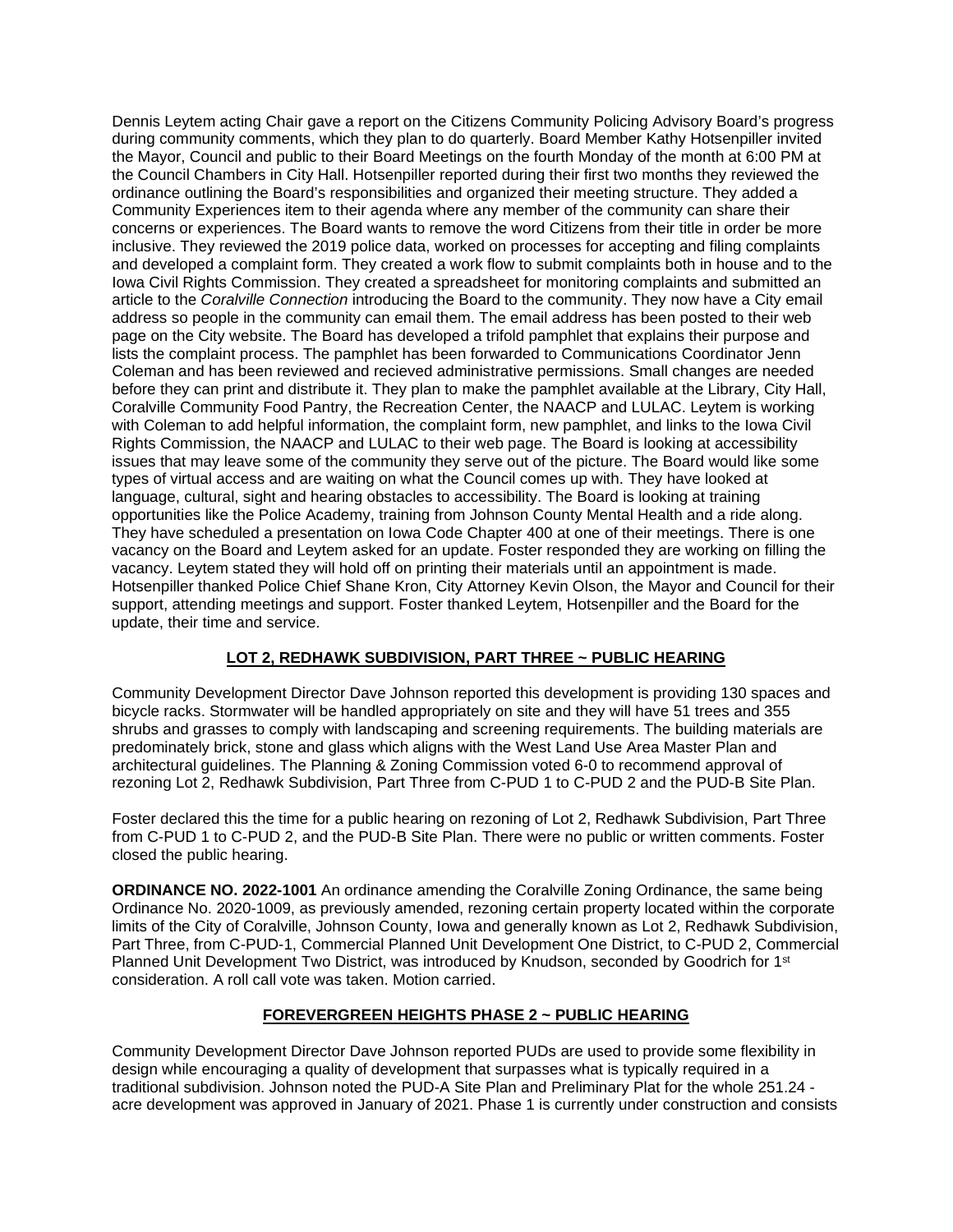Dennis Leytem acting Chair gave a report on the Citizens Community Policing Advisory Board's progress during community comments, which they plan to do quarterly. Board Member Kathy Hotsenpiller invited the Mayor, Council and public to their Board Meetings on the fourth Monday of the month at 6:00 PM at the Council Chambers in City Hall. Hotsenpiller reported during their first two months they reviewed the ordinance outlining the Board's responsibilities and organized their meeting structure. They added a Community Experiences item to their agenda where any member of the community can share their concerns or experiences. The Board wants to remove the word Citizens from their title in order be more inclusive. They reviewed the 2019 police data, worked on processes for accepting and filing complaints and developed a complaint form. They created a work flow to submit complaints both in house and to the Iowa Civil Rights Commission. They created a spreadsheet for monitoring complaints and submitted an article to the *Coralville Connection* introducing the Board to the community. They now have a City email address so people in the community can email them. The email address has been posted to their web page on the City website. The Board has developed a trifold pamphlet that explains their purpose and lists the complaint process. The pamphlet has been forwarded to Communications Coordinator Jenn Coleman and has been reviewed and recieved administrative permissions. Small changes are needed before they can print and distribute it. They plan to make the pamphlet available at the Library, City Hall, Coralville Community Food Pantry, the Recreation Center, the NAACP and LULAC. Leytem is working with Coleman to add helpful information, the complaint form, new pamphlet, and links to the Iowa Civil Rights Commission, the NAACP and LULAC to their web page. The Board is looking at accessibility issues that may leave some of the community they serve out of the picture. The Board would like some types of virtual access and are waiting on what the Council comes up with. They have looked at language, cultural, sight and hearing obstacles to accessibility. The Board is looking at training opportunities like the Police Academy, training from Johnson County Mental Health and a ride along. They have scheduled a presentation on Iowa Code Chapter 400 at one of their meetings. There is one vacancy on the Board and Leytem asked for an update. Foster responded they are working on filling the vacancy. Leytem stated they will hold off on printing their materials until an appointment is made. Hotsenpiller thanked Police Chief Shane Kron, City Attorney Kevin Olson, the Mayor and Council for their support, attending meetings and support. Foster thanked Leytem, Hotsenpiller and the Board for the update, their time and service.

## LOT 2, REDHAWK SUBDIVISION, PART THREE ~ PUBLIC HEARING

Community Development Director Dave Johnson reported this development is providing 130 spaces and bicycle racks. Stormwater will be handled appropriately on site and they will have 51 trees and 355 shrubs and grasses to comply with landscaping and screening requirements. The building materials are predominately brick, stone and glass which aligns with the West Land Use Area Master Plan and architectural guidelines. The Planning & Zoning Commission voted 6-0 to recommend approval of rezoning Lot 2, Redhawk Subdivision, Part Three from C-PUD 1 to C-PUD 2 and the PUD-B Site Plan.

Foster declared this the time for a public hearing on rezoning of Lot 2, Redhawk Subdivision, Part Three from C-PUD 1 to C-PUD 2, and the PUD-B Site Plan. There were no public or written comments. Foster closed the public hearing.

**ORDINANCE NO. 2022-1001** An ordinance amending the Coralville Zoning Ordinance, the same being Ordinance No. 2020-1009, as previously amended, rezoning certain property located within the corporate limits of the City of Coralville, Johnson County, Iowa and generally known as Lot 2, Redhawk Subdivision, Part Three, from C-PUD-1, Commercial Planned Unit Development One District, to C-PUD 2, Commercial Planned Unit Development Two District, was introduced by Knudson, seconded by Goodrich for 1st consideration. A roll call vote was taken. Motion carried.

## FOREVERGREEN HEIGHTS PHASE 2 ~ PUBLIC HEARING

Community Development Director Dave Johnson reported PUDs are used to provide some flexibility in design while encouraging a quality of development that surpasses what is typically required in a traditional subdivision. Johnson noted the PUD-A Site Plan and Preliminary Plat for the whole 251.24 -acre development was approved in January of 2021. Phase 1 is currently under construction and consists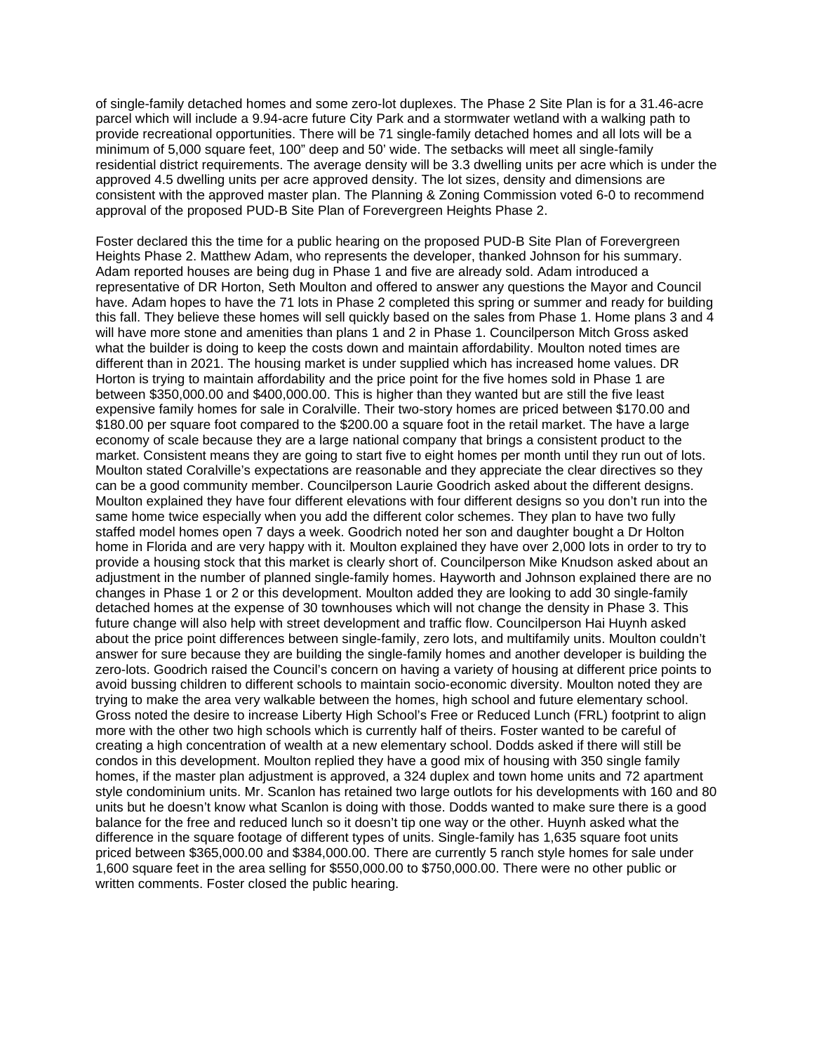of single-family detached homes and some zero-lot duplexes. The Phase 2 Site Plan is for a 31.46-acre parcel which will include a 9.94-acre future City Park and a stormwater wetland with a walking path to provide recreational opportunities. There will be 71 single-family detached homes and all lots will be a minimum of 5,000 square feet, 100" deep and 50' wide. The setbacks will meet all single-family residential district requirements. The average density will be 3.3 dwelling units per acre which is under the approved 4.5 dwelling units per acre approved density. The lot sizes, density and dimensions are consistent with the approved master plan. The Planning & Zoning Commission voted 6-0 to recommend approval of the proposed PUD-B Site Plan of Forevergreen Heights Phase 2.

Foster declared this the time for a public hearing on the proposed PUD-B Site Plan of Forevergreen Heights Phase 2. Matthew Adam, who represents the developer, thanked Johnson for his summary. Adam reported houses are being dug in Phase 1 and five are already sold. Adam introduced a representative of DR Horton, Seth Moulton and offered to answer any questions the Mayor and Council have. Adam hopes to have the 71 lots in Phase 2 completed this spring or summer and ready for building this fall. They believe these homes will sell quickly based on the sales from Phase 1. Home plans 3 and 4 will have more stone and amenities than plans 1 and 2 in Phase 1. Councilperson Mitch Gross asked what the builder is doing to keep the costs down and maintain affordability. Moulton noted times are different than in 2021. The housing market is under supplied which has increased home values. DR Horton is trying to maintain affordability and the price point for the five homes sold in Phase 1 are between $350,000.00 and $400,000.00. This is higher than they wanted but are still the five least expensive family homes for sale in Coralville. Their two-story homes are priced between $170.00 and $180.00 per square foot compared to the $200.00 a square foot in the retail market. The have a large economy of scale because they are a large national company that brings a consistent product to the market. Consistent means they are going to start five to eight homes per month until they run out of lots. Moulton stated Coralville's expectations are reasonable and they appreciate the clear directives so they can be a good community member. Councilperson Laurie Goodrich asked about the different designs. Moulton explained they have four different elevations with four different designs so you don't run into the same home twice especially when you add the different color schemes. They plan to have two fully staffed model homes open 7 days a week. Goodrich noted her son and daughter bought a Dr Holton home in Florida and are very happy with it. Moulton explained they have over 2,000 lots in order to try to provide a housing stock that this market is clearly short of. Councilperson Mike Knudson asked about an adjustment in the number of planned single-family homes. Hayworth and Johnson explained there are no changes in Phase 1 or 2 or this development. Moulton added they are looking to add 30 single-family detached homes at the expense of 30 townhouses which will not change the density in Phase 3. This future change will also help with street development and traffic flow. Councilperson Hai Huynh asked about the price point differences between single-family, zero lots, and multifamily units. Moulton couldn't answer for sure because they are building the single-family homes and another developer is building the zero-lots. Goodrich raised the Council's concern on having a variety of housing at different price points to avoid bussing children to different schools to maintain socio-economic diversity. Moulton noted they are trying to make the area very walkable between the homes, high school and future elementary school. Gross noted the desire to increase Liberty High School's Free or Reduced Lunch (FRL) footprint to align more with the other two high schools which is currently half of theirs. Foster wanted to be careful of creating a high concentration of wealth at a new elementary school. Dodds asked if there will still be condos in this development. Moulton replied they have a good mix of housing with 350 single family homes, if the master plan adjustment is approved, a 324 duplex and town home units and 72 apartment style condominium units. Mr. Scanlon has retained two large outlots for his developments with 160 and 80 units but he doesn't know what Scanlon is doing with those. Dodds wanted to make sure there is a good balance for the free and reduced lunch so it doesn't tip one way or the other. Huynh asked what the difference in the square footage of different types of units. Single-family has 1,635 square foot units priced between $365,000.00 and $384,000.00. There are currently 5 ranch style homes for sale under 1,600 square feet in the area selling for $550,000.00 to $750,000.00. There were no other public or written comments. Foster closed the public hearing.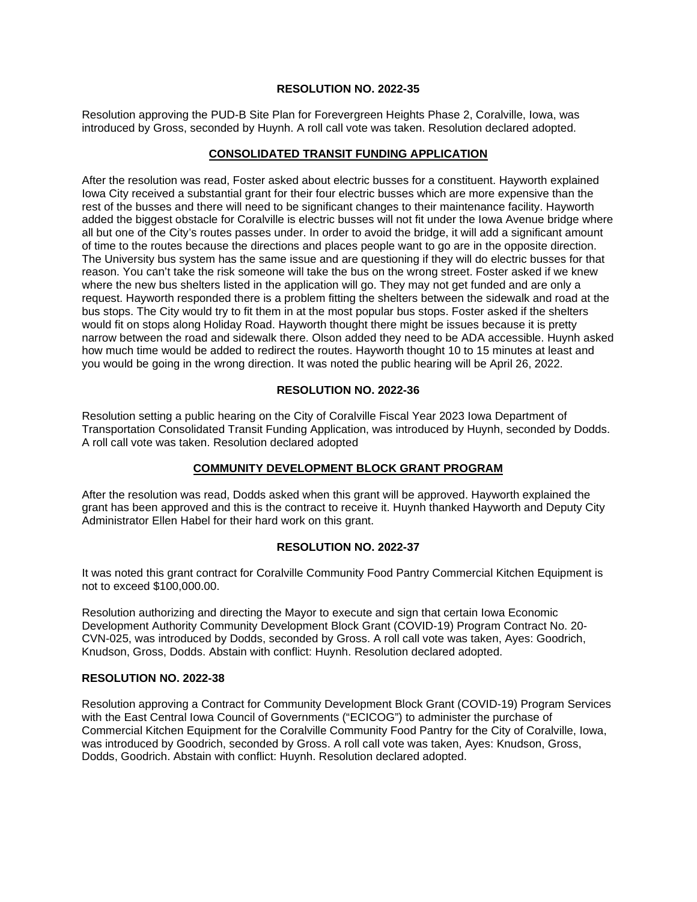**RESOLUTION NO. 2022-35**

Resolution approving the PUD-B Site Plan for Forevergreen Heights Phase 2, Coralville, Iowa, was introduced by Gross, seconded by Huynh. A roll call vote was taken. Resolution declared adopted.

**CONSOLIDATED TRANSIT FUNDING APPLICATION**

After the resolution was read, Foster asked about electric busses for a constituent. Hayworth explained Iowa City received a substantial grant for their four electric busses which are more expensive than the rest of the busses and there will need to be significant changes to their maintenance facility. Hayworth added the biggest obstacle for Coralville is electric busses will not fit under the Iowa Avenue bridge where all but one of the City's routes passes under. In order to avoid the bridge, it will add a significant amount of time to the routes because the directions and places people want to go are in the opposite direction. The University bus system has the same issue and are questioning if they will do electric busses for that reason. You can't take the risk someone will take the bus on the wrong street. Foster asked if we knew where the new bus shelters listed in the application will go. They may not get funded and are only a request. Hayworth responded there is a problem fitting the shelters between the sidewalk and road at the bus stops. The City would try to fit them in at the most popular bus stops. Foster asked if the shelters would fit on stops along Holiday Road. Hayworth thought there might be issues because it is pretty narrow between the road and sidewalk there. Olson added they need to be ADA accessible. Huynh asked how much time would be added to redirect the routes. Hayworth thought 10 to 15 minutes at least and you would be going in the wrong direction. It was noted the public hearing will be April 26, 2022.

**RESOLUTION NO. 2022-36**

Resolution setting a public hearing on the City of Coralville Fiscal Year 2023 Iowa Department of Transportation Consolidated Transit Funding Application, was introduced by Huynh, seconded by Dodds. A roll call vote was taken. Resolution declared adopted

**COMMUNITY DEVELOPMENT BLOCK GRANT PROGRAM**

After the resolution was read, Dodds asked when this grant will be approved. Hayworth explained the grant has been approved and this is the contract to receive it. Huynh thanked Hayworth and Deputy City Administrator Ellen Habel for their hard work on this grant.

**RESOLUTION NO. 2022-37**

It was noted this grant contract for Coralville Community Food Pantry Commercial Kitchen Equipment is not to exceed $100,000.00.

Resolution authorizing and directing the Mayor to execute and sign that certain Iowa Economic Development Authority Community Development Block Grant (COVID-19) Program Contract No. 20-CVN-025, was introduced by Dodds, seconded by Gross. A roll call vote was taken, Ayes: Goodrich, Knudson, Gross, Dodds. Abstain with conflict: Huynh. Resolution declared adopted.

**RESOLUTION NO. 2022-38**

Resolution approving a Contract for Community Development Block Grant (COVID-19) Program Services with the East Central Iowa Council of Governments ("ECICOG") to administer the purchase of Commercial Kitchen Equipment for the Coralville Community Food Pantry for the City of Coralville, Iowa, was introduced by Goodrich, seconded by Gross. A roll call vote was taken, Ayes: Knudson, Gross, Dodds, Goodrich. Abstain with conflict: Huynh. Resolution declared adopted.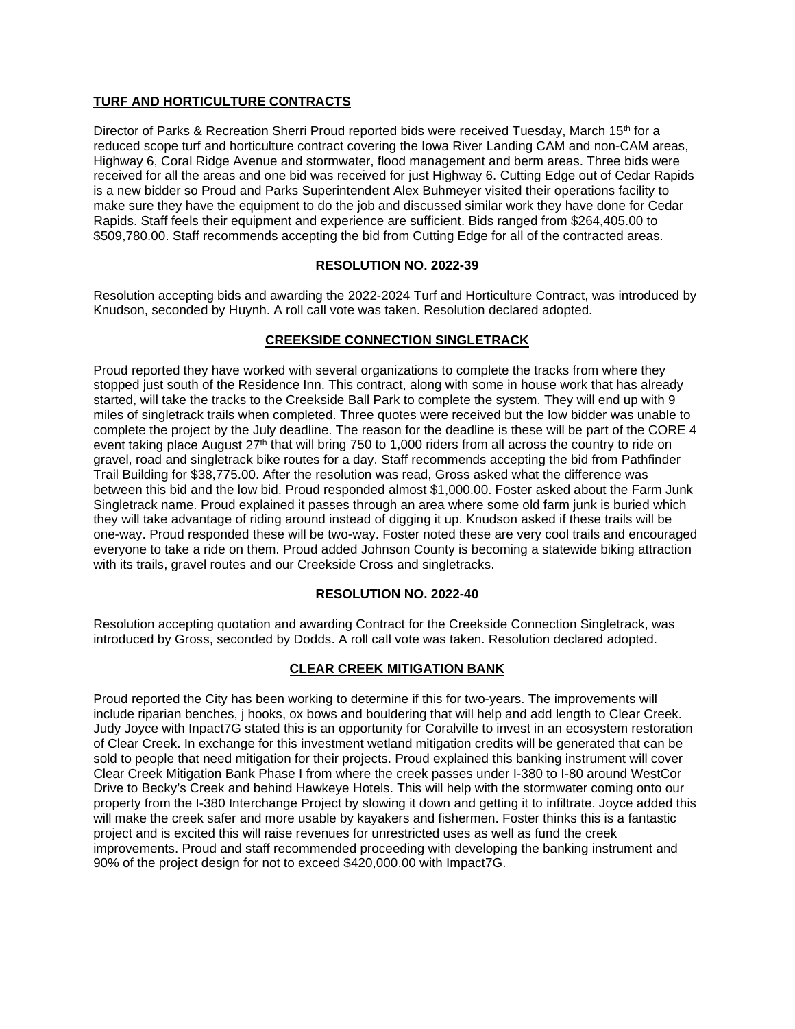## TURF AND HORTICULTURE CONTRACTS

Director of Parks & Recreation Sherri Proud reported bids were received Tuesday, March 15th for a reduced scope turf and horticulture contract covering the Iowa River Landing CAM and non-CAM areas, Highway 6, Coral Ridge Avenue and stormwater, flood management and berm areas. Three bids were received for all the areas and one bid was received for just Highway 6. Cutting Edge out of Cedar Rapids is a new bidder so Proud and Parks Superintendent Alex Buhmeyer visited their operations facility to make sure they have the equipment to do the job and discussed similar work they have done for Cedar Rapids. Staff feels their equipment and experience are sufficient. Bids ranged from $264,405.00 to $509,780.00. Staff recommends accepting the bid from Cutting Edge for all of the contracted areas.

### RESOLUTION NO. 2022-39

Resolution accepting bids and awarding the 2022-2024 Turf and Horticulture Contract, was introduced by Knudson, seconded by Huynh. A roll call vote was taken. Resolution declared adopted.

## CREEKSIDE CONNECTION SINGLETRACK

Proud reported they have worked with several organizations to complete the tracks from where they stopped just south of the Residence Inn. This contract, along with some in house work that has already started, will take the tracks to the Creekside Ball Park to complete the system. They will end up with 9 miles of singletrack trails when completed. Three quotes were received but the low bidder was unable to complete the project by the July deadline. The reason for the deadline is these will be part of the CORE 4 event taking place August 27th that will bring 750 to 1,000 riders from all across the country to ride on gravel, road and singletrack bike routes for a day. Staff recommends accepting the bid from Pathfinder Trail Building for $38,775.00. After the resolution was read, Gross asked what the difference was between this bid and the low bid. Proud responded almost $1,000.00. Foster asked about the Farm Junk Singletrack name. Proud explained it passes through an area where some old farm junk is buried which they will take advantage of riding around instead of digging it up. Knudson asked if these trails will be one-way. Proud responded these will be two-way. Foster noted these are very cool trails and encouraged everyone to take a ride on them. Proud added Johnson County is becoming a statewide biking attraction with its trails, gravel routes and our Creekside Cross and singletracks.

### RESOLUTION NO. 2022-40

Resolution accepting quotation and awarding Contract for the Creekside Connection Singletrack, was introduced by Gross, seconded by Dodds. A roll call vote was taken. Resolution declared adopted.

## CLEAR CREEK MITIGATION BANK

Proud reported the City has been working to determine if this for two-years. The improvements will include riparian benches, j hooks, ox bows and bouldering that will help and add length to Clear Creek. Judy Joyce with Inpact7G stated this is an opportunity for Coralville to invest in an ecosystem restoration of Clear Creek. In exchange for this investment wetland mitigation credits will be generated that can be sold to people that need mitigation for their projects. Proud explained this banking instrument will cover Clear Creek Mitigation Bank Phase I from where the creek passes under I-380 to I-80 around WestCor Drive to Becky's Creek and behind Hawkeye Hotels. This will help with the stormwater coming onto our property from the I-380 Interchange Project by slowing it down and getting it to infiltrate. Joyce added this will make the creek safer and more usable by kayakers and fishermen. Foster thinks this is a fantastic project and is excited this will raise revenues for unrestricted uses as well as fund the creek improvements. Proud and staff recommended proceeding with developing the banking instrument and 90% of the project design for not to exceed $420,000.00 with Impact7G.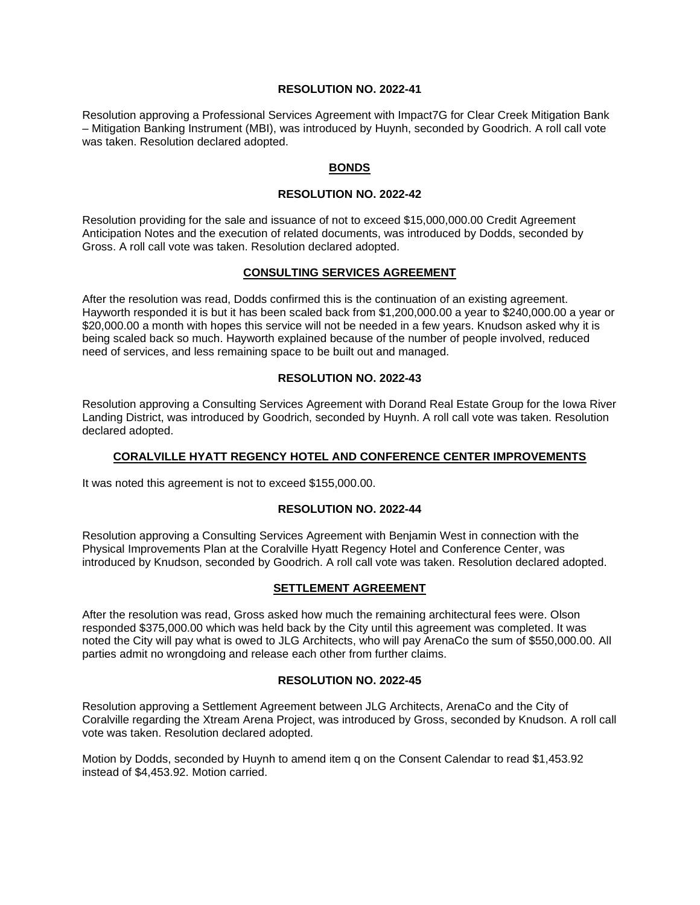**RESOLUTION NO. 2022-41**

Resolution approving a Professional Services Agreement with Impact7G for Clear Creek Mitigation Bank – Mitigation Banking Instrument (MBI), was introduced by Huynh, seconded by Goodrich. A roll call vote was taken. Resolution declared adopted.

## BONDS

**RESOLUTION NO. 2022-42**

Resolution providing for the sale and issuance of not to exceed $15,000,000.00 Credit Agreement Anticipation Notes and the execution of related documents, was introduced by Dodds, seconded by Gross. A roll call vote was taken. Resolution declared adopted.

## CONSULTING SERVICES AGREEMENT

After the resolution was read, Dodds confirmed this is the continuation of an existing agreement. Hayworth responded it is but it has been scaled back from $1,200,000.00 a year to $240,000.00 a year or $20,000.00 a month with hopes this service will not be needed in a few years. Knudson asked why it is being scaled back so much. Hayworth explained because of the number of people involved, reduced need of services, and less remaining space to be built out and managed.

**RESOLUTION NO. 2022-43**

Resolution approving a Consulting Services Agreement with Dorand Real Estate Group for the Iowa River Landing District, was introduced by Goodrich, seconded by Huynh. A roll call vote was taken. Resolution declared adopted.

## CORALVILLE HYATT REGENCY HOTEL AND CONFERENCE CENTER IMPROVEMENTS

It was noted this agreement is not to exceed $155,000.00.

**RESOLUTION NO. 2022-44**

Resolution approving a Consulting Services Agreement with Benjamin West in connection with the Physical Improvements Plan at the Coralville Hyatt Regency Hotel and Conference Center, was introduced by Knudson, seconded by Goodrich. A roll call vote was taken. Resolution declared adopted.

## SETTLEMENT AGREEMENT

After the resolution was read, Gross asked how much the remaining architectural fees were. Olson responded $375,000.00 which was held back by the City until this agreement was completed. It was noted the City will pay what is owed to JLG Architects, who will pay ArenaCo the sum of $550,000.00. All parties admit no wrongdoing and release each other from further claims.

**RESOLUTION NO. 2022-45**

Resolution approving a Settlement Agreement between JLG Architects, ArenaCo and the City of Coralville regarding the Xtream Arena Project, was introduced by Gross, seconded by Knudson. A roll call vote was taken. Resolution declared adopted.

Motion by Dodds, seconded by Huynh to amend item q on the Consent Calendar to read $1,453.92 instead of $4,453.92. Motion carried.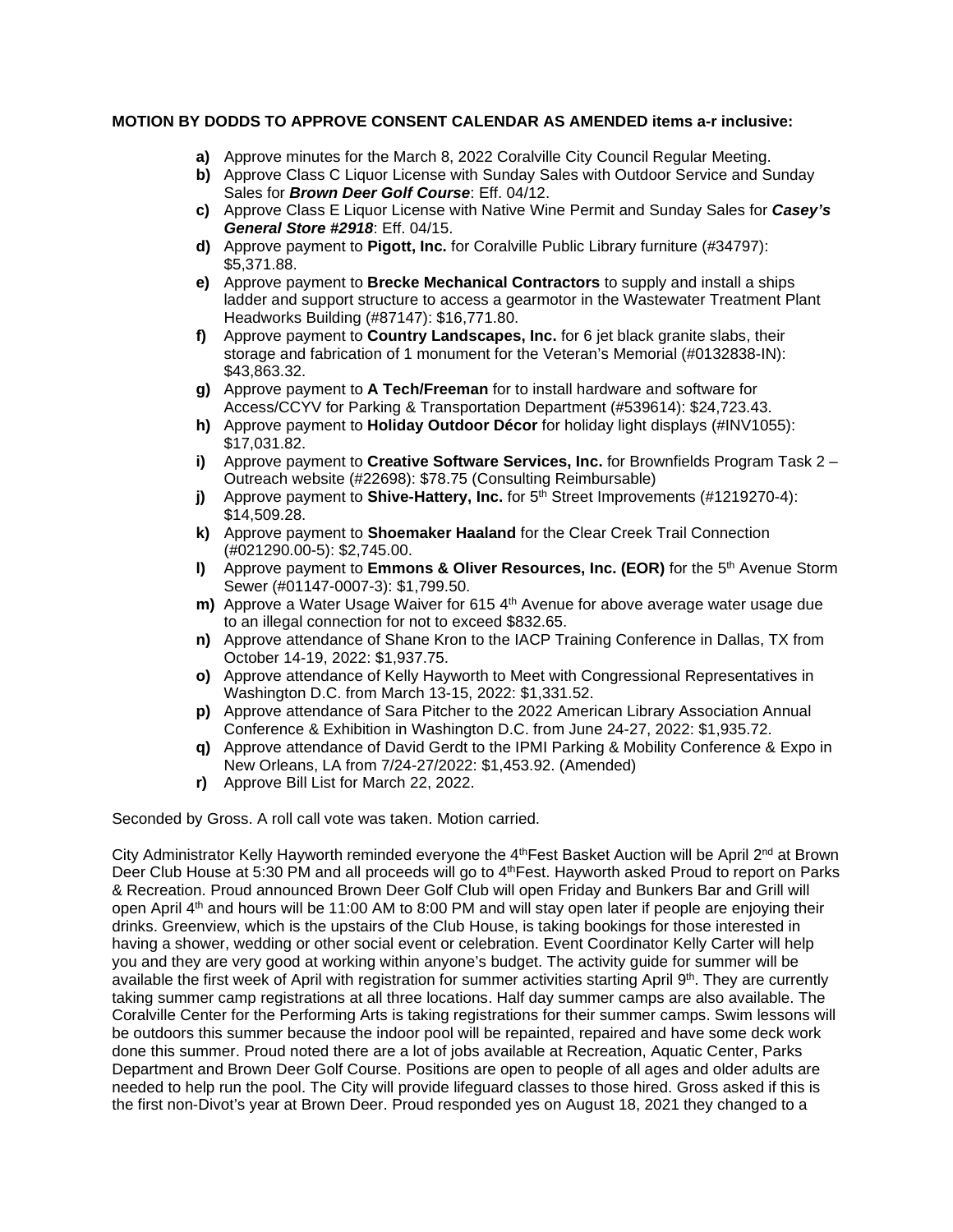**MOTION BY DODDS TO APPROVE CONSENT CALENDAR AS AMENDED items a-r inclusive:**

- **a)** Approve minutes for the March 8, 2022 Coralville City Council Regular Meeting.
- **b)** Approve Class C Liquor License with Sunday Sales with Outdoor Service and Sunday Sales for ***Brown Deer Golf Course***: Eff. 04/12.
- **c)** Approve Class E Liquor License with Native Wine Permit and Sunday Sales for ***Casey's General Store #2918***: Eff. 04/15.
- **d)** Approve payment to **Pigott, Inc.** for Coralville Public Library furniture (#34797): $5,371.88.
- **e)** Approve payment to **Brecke Mechanical Contractors** to supply and install a ships ladder and support structure to access a gearmotor in the Wastewater Treatment Plant Headworks Building (#87147): $16,771.80.
- **f)** Approve payment to **Country Landscapes, Inc.** for 6 jet black granite slabs, their storage and fabrication of 1 monument for the Veteran's Memorial (#0132838-IN): $43,863.32.
- **g)** Approve payment to **A Tech/Freeman** for to install hardware and software for Access/CCYV for Parking & Transportation Department (#539614): $24,723.43.
- **h)** Approve payment to **Holiday Outdoor Décor** for holiday light displays (#INV1055): $17,031.82.
- **i)** Approve payment to **Creative Software Services, Inc.** for Brownfields Program Task 2 – Outreach website (#22698): $78.75 (Consulting Reimbursable)
- **j)** Approve payment to **Shive-Hattery, Inc.** for 5th Street Improvements (#1219270-4): $14,509.28.
- **k)** Approve payment to **Shoemaker Haaland** for the Clear Creek Trail Connection (#021290.00-5): $2,745.00.
- **l)** Approve payment to **Emmons & Oliver Resources, Inc. (EOR)** for the 5th Avenue Storm Sewer (#01147-0007-3): $1,799.50.
- **m)** Approve a Water Usage Waiver for 615 4th Avenue for above average water usage due to an illegal connection for not to exceed $832.65.
- **n)** Approve attendance of Shane Kron to the IACP Training Conference in Dallas, TX from October 14-19, 2022: $1,937.75.
- **o)** Approve attendance of Kelly Hayworth to Meet with Congressional Representatives in Washington D.C. from March 13-15, 2022: $1,331.52.
- **p)** Approve attendance of Sara Pitcher to the 2022 American Library Association Annual Conference & Exhibition in Washington D.C. from June 24-27, 2022: $1,935.72.
- **q)** Approve attendance of David Gerdt to the IPMI Parking & Mobility Conference & Expo in New Orleans, LA from 7/24-27/2022: $1,453.92. (Amended)
- **r)** Approve Bill List for March 22, 2022.

Seconded by Gross. A roll call vote was taken. Motion carried.

City Administrator Kelly Hayworth reminded everyone the 4thFest Basket Auction will be April 2nd at Brown Deer Club House at 5:30 PM and all proceeds will go to 4thFest. Hayworth asked Proud to report on Parks & Recreation. Proud announced Brown Deer Golf Club will open Friday and Bunkers Bar and Grill will open April 4th and hours will be 11:00 AM to 8:00 PM and will stay open later if people are enjoying their drinks. Greenview, which is the upstairs of the Club House, is taking bookings for those interested in having a shower, wedding or other social event or celebration. Event Coordinator Kelly Carter will help you and they are very good at working within anyone's budget. The activity guide for summer will be available the first week of April with registration for summer activities starting April 9th. They are currently taking summer camp registrations at all three locations. Half day summer camps are also available. The Coralville Center for the Performing Arts is taking registrations for their summer camps. Swim lessons will be outdoors this summer because the indoor pool will be repainted, repaired and have some deck work done this summer. Proud noted there are a lot of jobs available at Recreation, Aquatic Center, Parks Department and Brown Deer Golf Course. Positions are open to people of all ages and older adults are needed to help run the pool. The City will provide lifeguard classes to those hired. Gross asked if this is the first non-Divot's year at Brown Deer. Proud responded yes on August 18, 2021 they changed to a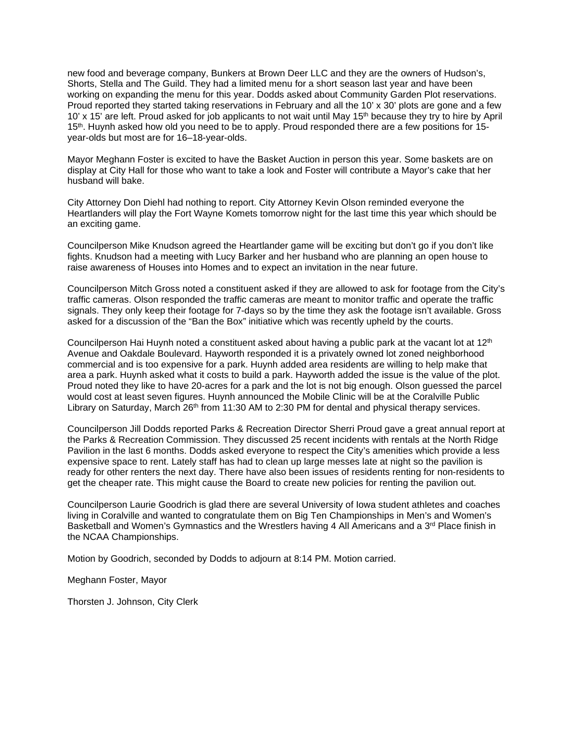new food and beverage company, Bunkers at Brown Deer LLC and they are the owners of Hudson's, Shorts, Stella and The Guild. They had a limited menu for a short season last year and have been working on expanding the menu for this year. Dodds asked about Community Garden Plot reservations. Proud reported they started taking reservations in February and all the 10' x 30' plots are gone and a few 10' x 15' are left. Proud asked for job applicants to not wait until May 15th because they try to hire by April 15th. Huynh asked how old you need to be to apply. Proud responded there are a few positions for 15-year-olds but most are for 16–18-year-olds.

Mayor Meghann Foster is excited to have the Basket Auction in person this year. Some baskets are on display at City Hall for those who want to take a look and Foster will contribute a Mayor's cake that her husband will bake.

City Attorney Don Diehl had nothing to report. City Attorney Kevin Olson reminded everyone the Heartlanders will play the Fort Wayne Komets tomorrow night for the last time this year which should be an exciting game.

Councilperson Mike Knudson agreed the Heartlander game will be exciting but don't go if you don't like fights. Knudson had a meeting with Lucy Barker and her husband who are planning an open house to raise awareness of Houses into Homes and to expect an invitation in the near future.

Councilperson Mitch Gross noted a constituent asked if they are allowed to ask for footage from the City's traffic cameras. Olson responded the traffic cameras are meant to monitor traffic and operate the traffic signals. They only keep their footage for 7-days so by the time they ask the footage isn't available. Gross asked for a discussion of the "Ban the Box" initiative which was recently upheld by the courts.

Councilperson Hai Huynh noted a constituent asked about having a public park at the vacant lot at 12th Avenue and Oakdale Boulevard. Hayworth responded it is a privately owned lot zoned neighborhood commercial and is too expensive for a park. Huynh added area residents are willing to help make that area a park. Huynh asked what it costs to build a park. Hayworth added the issue is the value of the plot. Proud noted they like to have 20-acres for a park and the lot is not big enough. Olson guessed the parcel would cost at least seven figures. Huynh announced the Mobile Clinic will be at the Coralville Public Library on Saturday, March 26th from 11:30 AM to 2:30 PM for dental and physical therapy services.

Councilperson Jill Dodds reported Parks & Recreation Director Sherri Proud gave a great annual report at the Parks & Recreation Commission. They discussed 25 recent incidents with rentals at the North Ridge Pavilion in the last 6 months. Dodds asked everyone to respect the City's amenities which provide a less expensive space to rent. Lately staff has had to clean up large messes late at night so the pavilion is ready for other renters the next day. There have also been issues of residents renting for non-residents to get the cheaper rate. This might cause the Board to create new policies for renting the pavilion out.

Councilperson Laurie Goodrich is glad there are several University of Iowa student athletes and coaches living in Coralville and wanted to congratulate them on Big Ten Championships in Men's and Women's Basketball and Women's Gymnastics and the Wrestlers having 4 All Americans and a 3rd Place finish in the NCAA Championships.

Motion by Goodrich, seconded by Dodds to adjourn at 8:14 PM. Motion carried.

Meghann Foster, Mayor

Thorsten J. Johnson, City Clerk